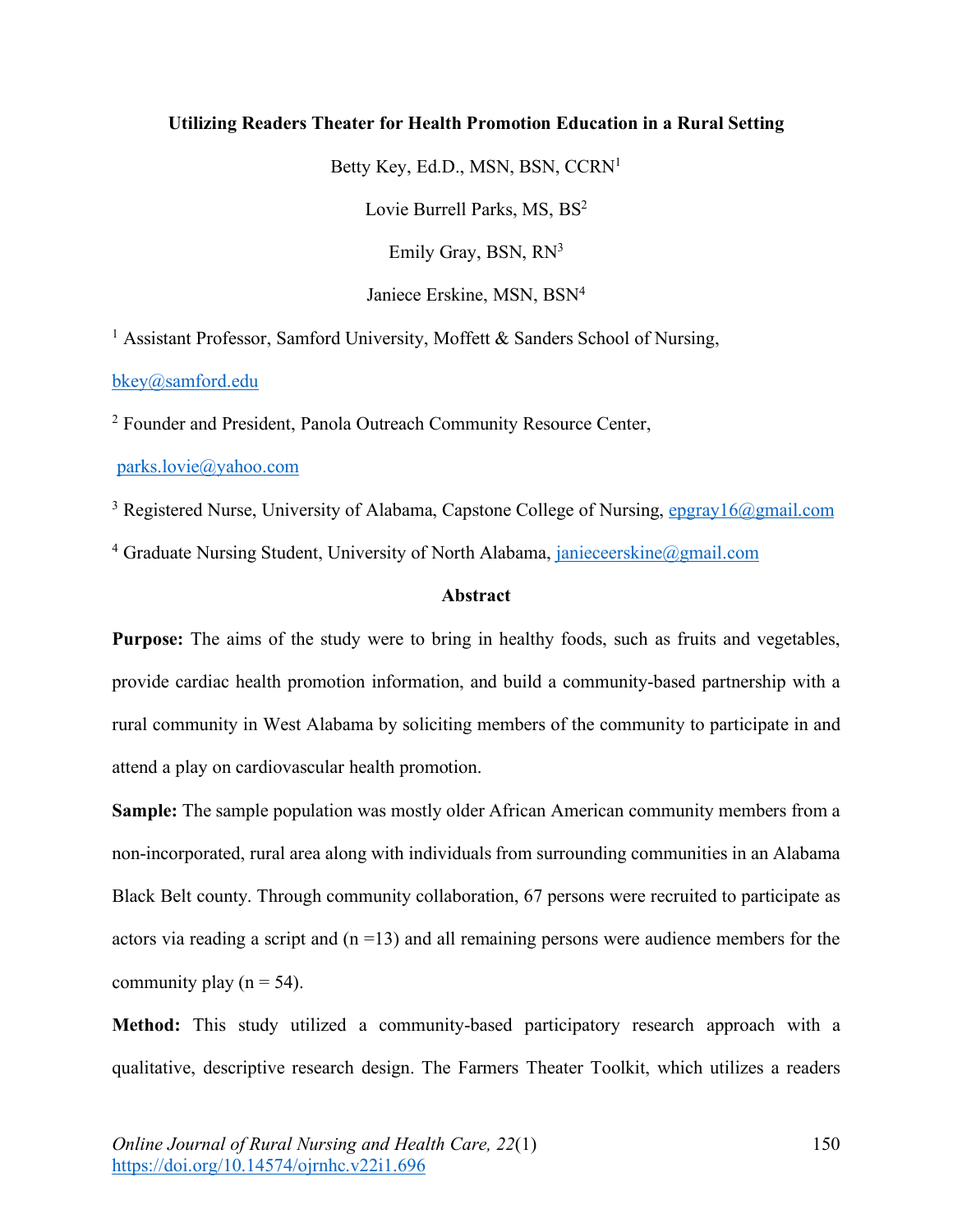# Utilizing Readers Theater for Health Promotion Education in a Rural Setting

Betty Key, Ed.D., MSN, BSN, CCRN[1]

Lovie Burrell Parks, MS, BS[2]

Emily Gray, BSN, RN[3]

Janiece Erskine, MSN, BSN[4]

[1] Assistant Professor, Samford University, Moffett & Sanders School of Nursing, bkey@samford.edu

[2] Founder and President, Panola Outreach Community Resource Center, parks.lovie@yahoo.com

[3] Registered Nurse, University of Alabama, Capstone College of Nursing, epgray16@gmail.com

[4] Graduate Nursing Student, University of North Alabama, janieceerskine@gmail.com

## Abstract

**Purpose:** The aims of the study were to bring in healthy foods, such as fruits and vegetables, provide cardiac health promotion information, and build a community-based partnership with a rural community in West Alabama by soliciting members of the community to participate in and attend a play on cardiovascular health promotion.

**Sample:** The sample population was mostly older African American community members from a non-incorporated, rural area along with individuals from surrounding communities in an Alabama Black Belt county. Through community collaboration, 67 persons were recruited to participate as actors via reading a script and (n =13) and all remaining persons were audience members for the community play (n = 54).

**Method:** This study utilized a community-based participatory research approach with a qualitative, descriptive research design. The Farmers Theater Toolkit, which utilizes a readers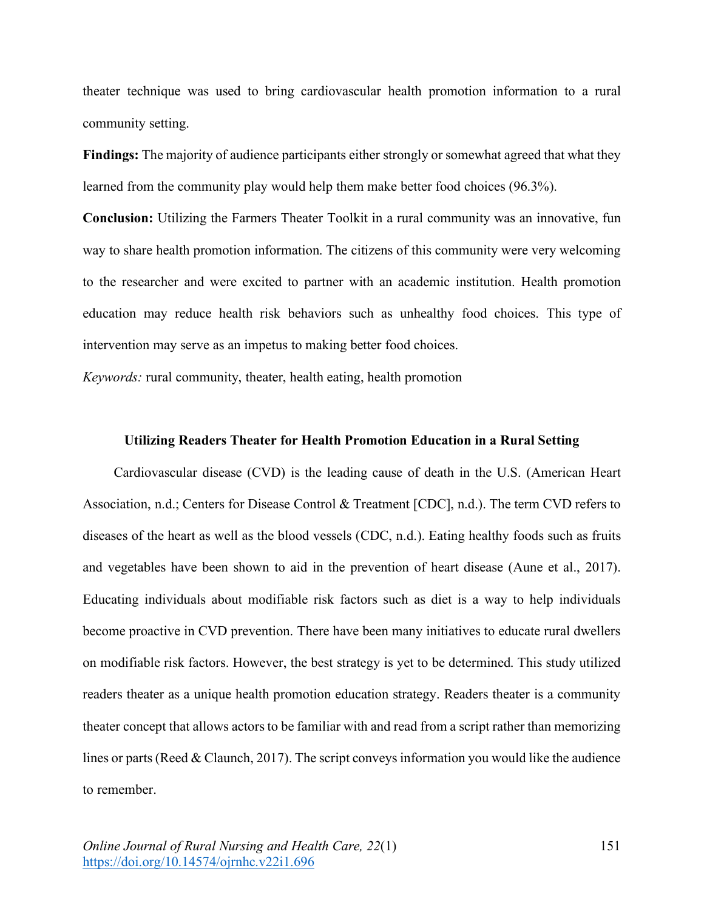theater technique was used to bring cardiovascular health promotion information to a rural community setting.

**Findings:** The majority of audience participants either strongly or somewhat agreed that what they learned from the community play would help them make better food choices (96.3%).

**Conclusion:** Utilizing the Farmers Theater Toolkit in a rural community was an innovative, fun way to share health promotion information. The citizens of this community were very welcoming to the researcher and were excited to partner with an academic institution. Health promotion education may reduce health risk behaviors such as unhealthy food choices. This type of intervention may serve as an impetus to making better food choices.

*Keywords:* rural community, theater, health eating, health promotion

## Utilizing Readers Theater for Health Promotion Education in a Rural Setting

Cardiovascular disease (CVD) is the leading cause of death in the U.S. (American Heart Association, n.d.; Centers for Disease Control & Treatment [CDC], n.d.). The term CVD refers to diseases of the heart as well as the blood vessels (CDC, n.d.). Eating healthy foods such as fruits and vegetables have been shown to aid in the prevention of heart disease (Aune et al., 2017). Educating individuals about modifiable risk factors such as diet is a way to help individuals become proactive in CVD prevention. There have been many initiatives to educate rural dwellers on modifiable risk factors. However, the best strategy is yet to be determined. This study utilized readers theater as a unique health promotion education strategy. Readers theater is a community theater concept that allows actors to be familiar with and read from a script rather than memorizing lines or parts (Reed & Claunch, 2017). The script conveys information you would like the audience to remember.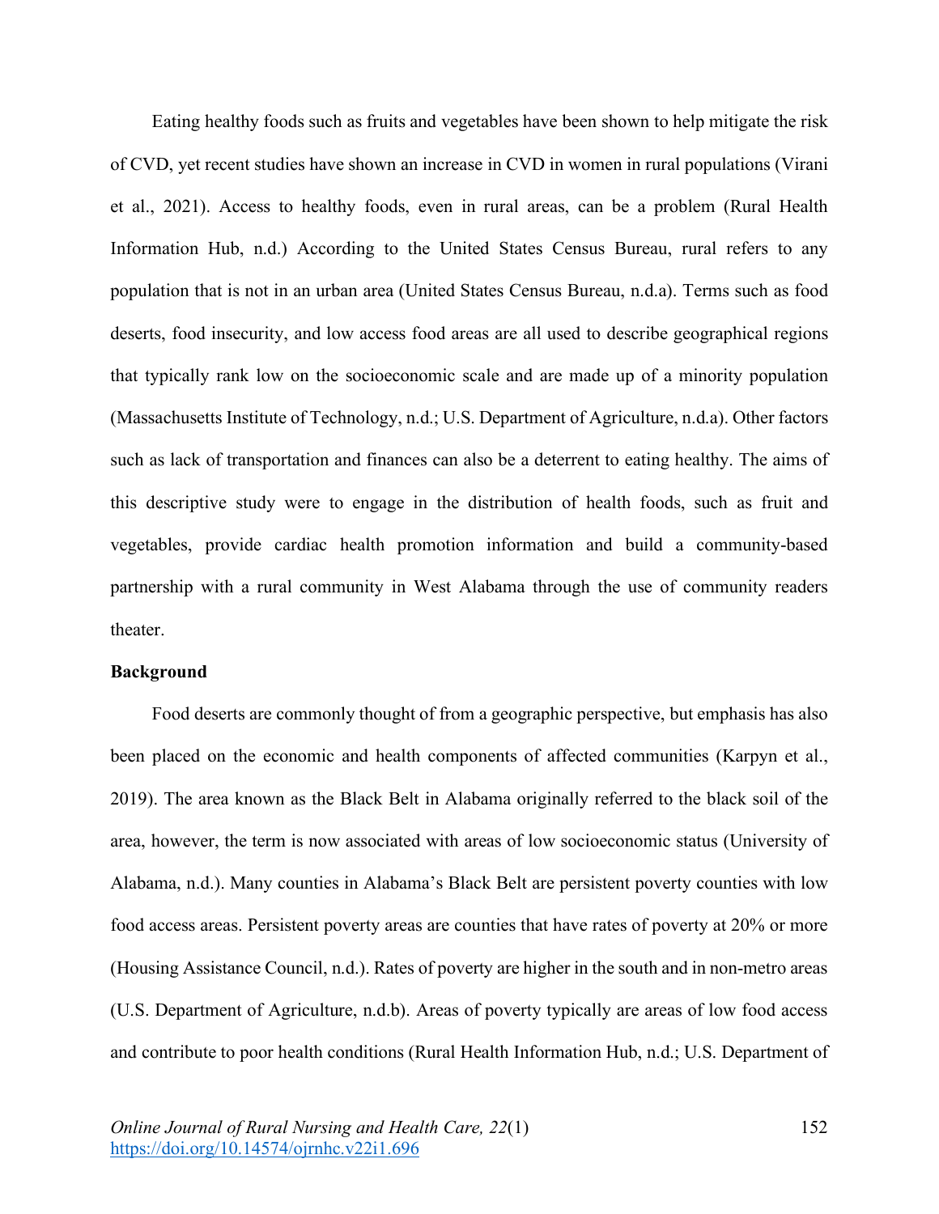Eating healthy foods such as fruits and vegetables have been shown to help mitigate the risk of CVD, yet recent studies have shown an increase in CVD in women in rural populations (Virani et al., 2021). Access to healthy foods, even in rural areas, can be a problem (Rural Health Information Hub, n.d.) According to the United States Census Bureau, rural refers to any population that is not in an urban area (United States Census Bureau, n.d.a). Terms such as food deserts, food insecurity, and low access food areas are all used to describe geographical regions that typically rank low on the socioeconomic scale and are made up of a minority population (Massachusetts Institute of Technology, n.d.; U.S. Department of Agriculture, n.d.a). Other factors such as lack of transportation and finances can also be a deterrent to eating healthy. The aims of this descriptive study were to engage in the distribution of health foods, such as fruit and vegetables, provide cardiac health promotion information and build a community-based partnership with a rural community in West Alabama through the use of community readers theater.

## Background

Food deserts are commonly thought of from a geographic perspective, but emphasis has also been placed on the economic and health components of affected communities (Karpyn et al., 2019). The area known as the Black Belt in Alabama originally referred to the black soil of the area, however, the term is now associated with areas of low socioeconomic status (University of Alabama, n.d.). Many counties in Alabama's Black Belt are persistent poverty counties with low food access areas. Persistent poverty areas are counties that have rates of poverty at 20% or more (Housing Assistance Council, n.d.). Rates of poverty are higher in the south and in non-metro areas (U.S. Department of Agriculture, n.d.b). Areas of poverty typically are areas of low food access and contribute to poor health conditions (Rural Health Information Hub, n.d.; U.S. Department of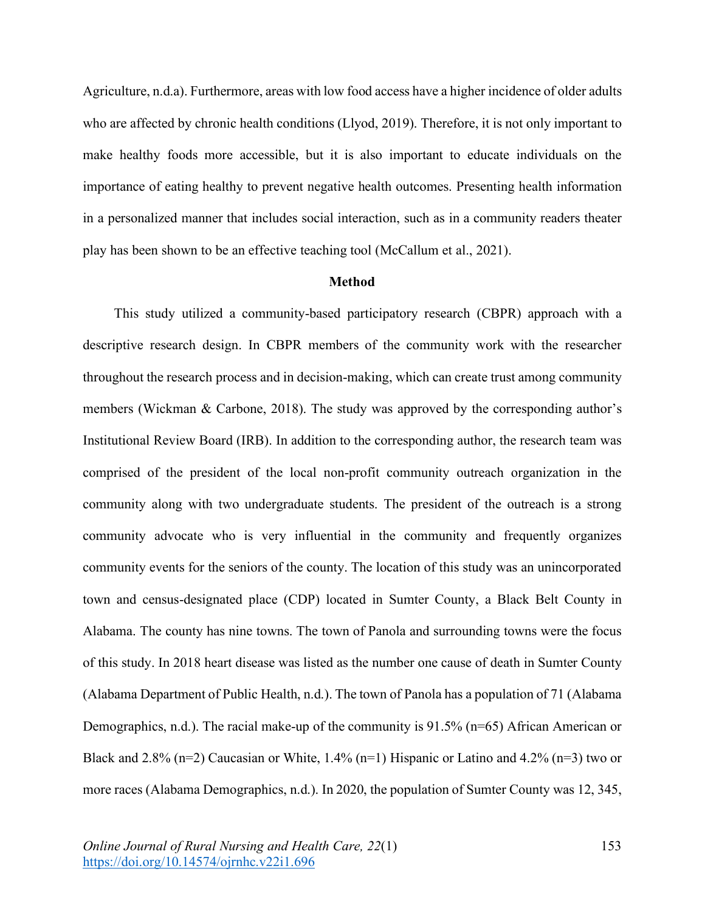Agriculture, n.d.a). Furthermore, areas with low food access have a higher incidence of older adults who are affected by chronic health conditions (Llyod, 2019). Therefore, it is not only important to make healthy foods more accessible, but it is also important to educate individuals on the importance of eating healthy to prevent negative health outcomes. Presenting health information in a personalized manner that includes social interaction, such as in a community readers theater play has been shown to be an effective teaching tool (McCallum et al., 2021).

## Method

This study utilized a community-based participatory research (CBPR) approach with a descriptive research design. In CBPR members of the community work with the researcher throughout the research process and in decision-making, which can create trust among community members (Wickman & Carbone, 2018). The study was approved by the corresponding author's Institutional Review Board (IRB). In addition to the corresponding author, the research team was comprised of the president of the local non-profit community outreach organization in the community along with two undergraduate students. The president of the outreach is a strong community advocate who is very influential in the community and frequently organizes community events for the seniors of the county. The location of this study was an unincorporated town and census-designated place (CDP) located in Sumter County, a Black Belt County in Alabama. The county has nine towns. The town of Panola and surrounding towns were the focus of this study. In 2018 heart disease was listed as the number one cause of death in Sumter County (Alabama Department of Public Health, n.d.). The town of Panola has a population of 71 (Alabama Demographics, n.d.). The racial make-up of the community is 91.5% (n=65) African American or Black and 2.8% (n=2) Caucasian or White, 1.4% (n=1) Hispanic or Latino and 4.2% (n=3) two or more races (Alabama Demographics, n.d.). In 2020, the population of Sumter County was 12, 345,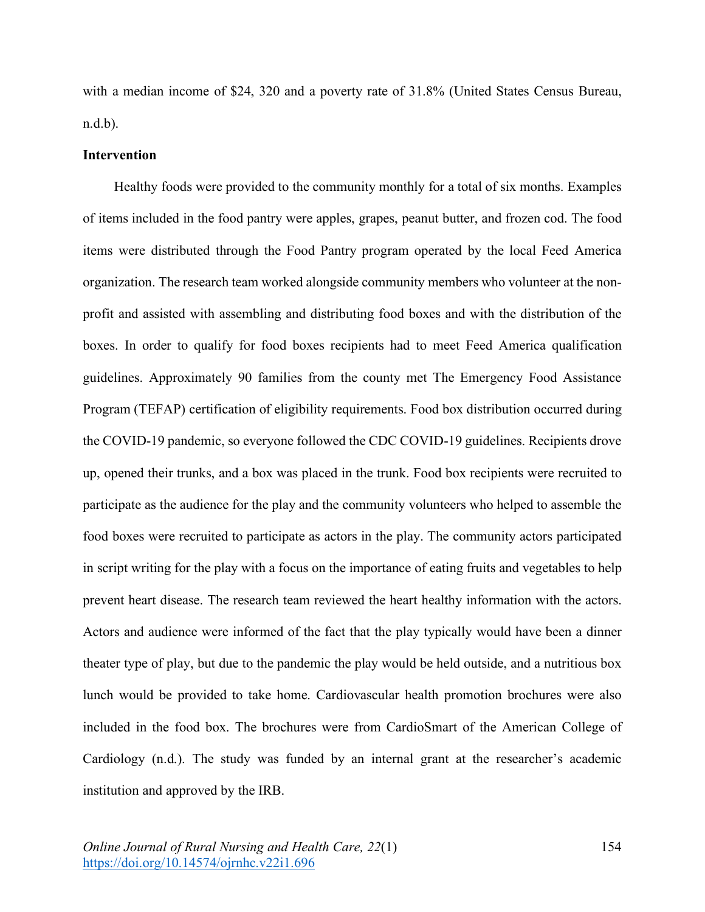with a median income of $24, 320 and a poverty rate of 31.8% (United States Census Bureau, n.d.b).

**Intervention**

Healthy foods were provided to the community monthly for a total of six months. Examples of items included in the food pantry were apples, grapes, peanut butter, and frozen cod. The food items were distributed through the Food Pantry program operated by the local Feed America organization. The research team worked alongside community members who volunteer at the non-profit and assisted with assembling and distributing food boxes and with the distribution of the boxes. In order to qualify for food boxes recipients had to meet Feed America qualification guidelines. Approximately 90 families from the county met The Emergency Food Assistance Program (TEFAP) certification of eligibility requirements. Food box distribution occurred during the COVID-19 pandemic, so everyone followed the CDC COVID-19 guidelines. Recipients drove up, opened their trunks, and a box was placed in the trunk. Food box recipients were recruited to participate as the audience for the play and the community volunteers who helped to assemble the food boxes were recruited to participate as actors in the play. The community actors participated in script writing for the play with a focus on the importance of eating fruits and vegetables to help prevent heart disease. The research team reviewed the heart healthy information with the actors. Actors and audience were informed of the fact that the play typically would have been a dinner theater type of play, but due to the pandemic the play would be held outside, and a nutritious box lunch would be provided to take home. Cardiovascular health promotion brochures were also included in the food box. The brochures were from CardioSmart of the American College of Cardiology (n.d.). The study was funded by an internal grant at the researcher's academic institution and approved by the IRB.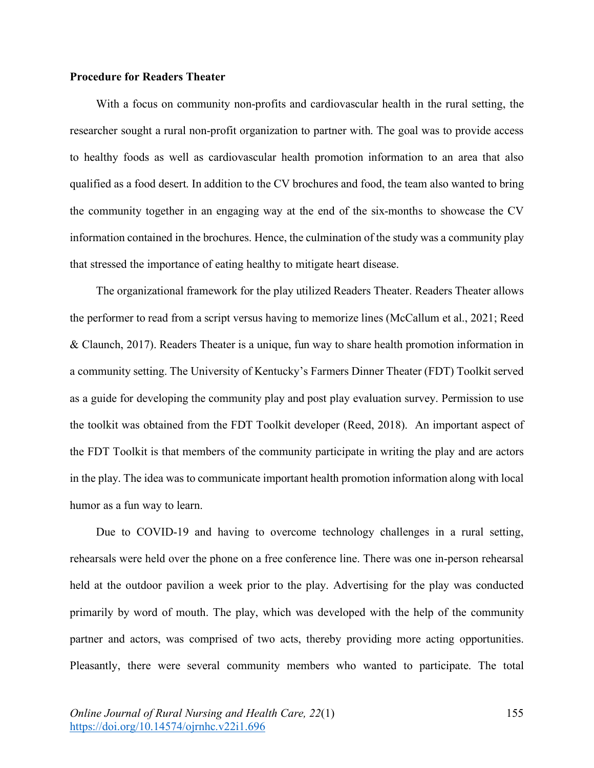**Procedure for Readers Theater**

With a focus on community non-profits and cardiovascular health in the rural setting, the researcher sought a rural non-profit organization to partner with. The goal was to provide access to healthy foods as well as cardiovascular health promotion information to an area that also qualified as a food desert. In addition to the CV brochures and food, the team also wanted to bring the community together in an engaging way at the end of the six-months to showcase the CV information contained in the brochures. Hence, the culmination of the study was a community play that stressed the importance of eating healthy to mitigate heart disease.

The organizational framework for the play utilized Readers Theater. Readers Theater allows the performer to read from a script versus having to memorize lines (McCallum et al., 2021; Reed & Claunch, 2017). Readers Theater is a unique, fun way to share health promotion information in a community setting. The University of Kentucky's Farmers Dinner Theater (FDT) Toolkit served as a guide for developing the community play and post play evaluation survey. Permission to use the toolkit was obtained from the FDT Toolkit developer (Reed, 2018). An important aspect of the FDT Toolkit is that members of the community participate in writing the play and are actors in the play. The idea was to communicate important health promotion information along with local humor as a fun way to learn.

Due to COVID-19 and having to overcome technology challenges in a rural setting, rehearsals were held over the phone on a free conference line. There was one in-person rehearsal held at the outdoor pavilion a week prior to the play. Advertising for the play was conducted primarily by word of mouth. The play, which was developed with the help of the community partner and actors, was comprised of two acts, thereby providing more acting opportunities. Pleasantly, there were several community members who wanted to participate. The total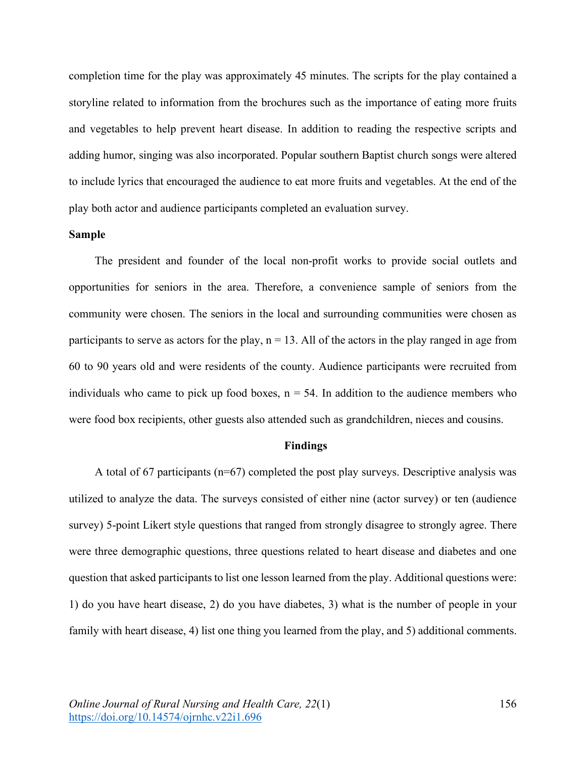completion time for the play was approximately 45 minutes. The scripts for the play contained a storyline related to information from the brochures such as the importance of eating more fruits and vegetables to help prevent heart disease. In addition to reading the respective scripts and adding humor, singing was also incorporated. Popular southern Baptist church songs were altered to include lyrics that encouraged the audience to eat more fruits and vegetables. At the end of the play both actor and audience participants completed an evaluation survey.

**Sample**

The president and founder of the local non-profit works to provide social outlets and opportunities for seniors in the area. Therefore, a convenience sample of seniors from the community were chosen. The seniors in the local and surrounding communities were chosen as participants to serve as actors for the play, n = 13. All of the actors in the play ranged in age from 60 to 90 years old and were residents of the county. Audience participants were recruited from individuals who came to pick up food boxes, n = 54. In addition to the audience members who were food box recipients, other guests also attended such as grandchildren, nieces and cousins.

## Findings

A total of 67 participants (n=67) completed the post play surveys. Descriptive analysis was utilized to analyze the data. The surveys consisted of either nine (actor survey) or ten (audience survey) 5-point Likert style questions that ranged from strongly disagree to strongly agree. There were three demographic questions, three questions related to heart disease and diabetes and one question that asked participants to list one lesson learned from the play. Additional questions were: 1) do you have heart disease, 2) do you have diabetes, 3) what is the number of people in your family with heart disease, 4) list one thing you learned from the play, and 5) additional comments.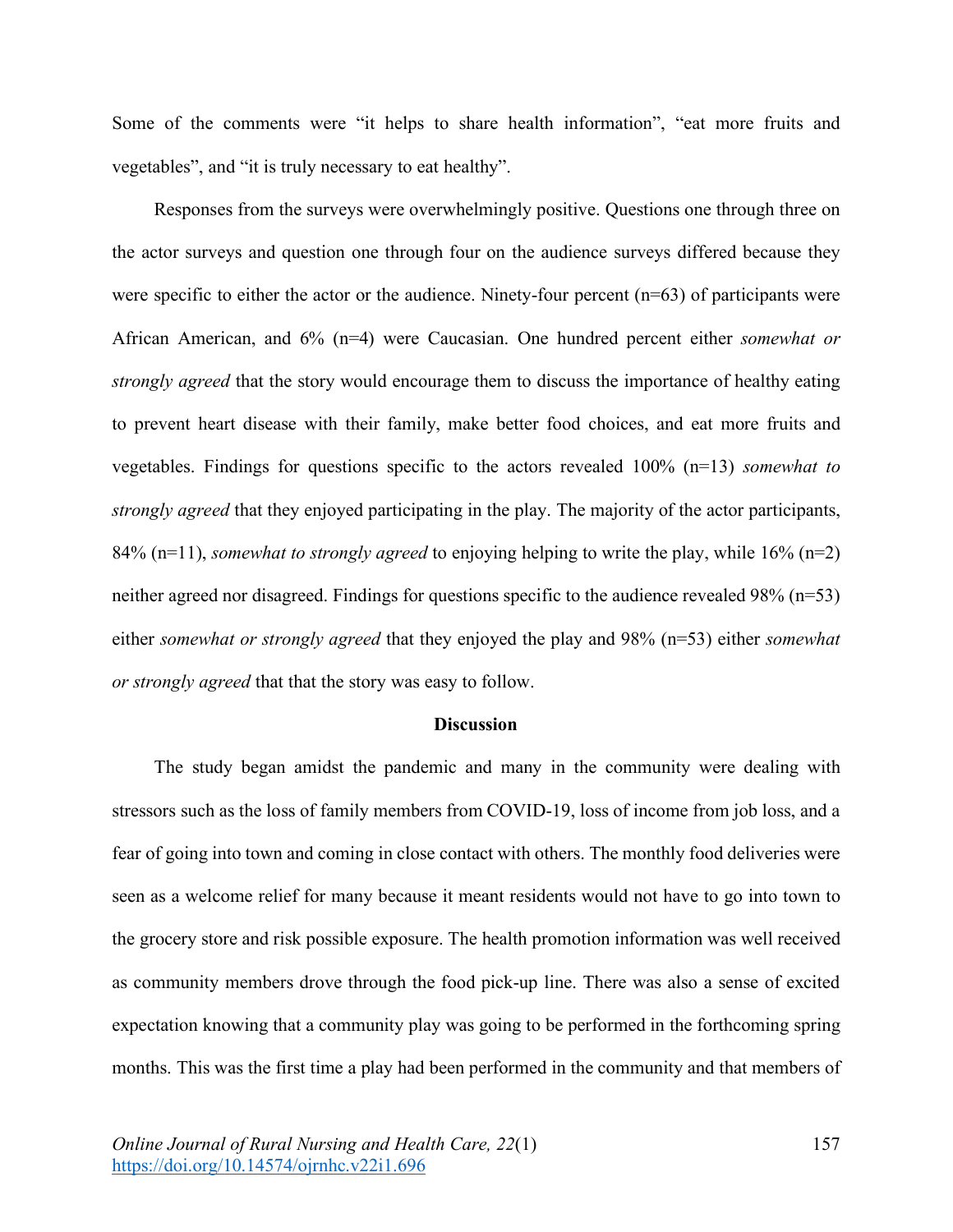Some of the comments were "it helps to share health information", "eat more fruits and vegetables", and "it is truly necessary to eat healthy".

Responses from the surveys were overwhelmingly positive. Questions one through three on the actor surveys and question one through four on the audience surveys differed because they were specific to either the actor or the audience. Ninety-four percent (n=63) of participants were African American, and 6% (n=4) were Caucasian. One hundred percent either *somewhat or strongly agreed* that the story would encourage them to discuss the importance of healthy eating to prevent heart disease with their family, make better food choices, and eat more fruits and vegetables. Findings for questions specific to the actors revealed 100% (n=13) *somewhat to strongly agreed* that they enjoyed participating in the play. The majority of the actor participants, 84% (n=11), *somewhat to strongly agreed* to enjoying helping to write the play, while 16% (n=2) neither agreed nor disagreed. Findings for questions specific to the audience revealed 98% (n=53) either *somewhat or strongly agreed* that they enjoyed the play and 98% (n=53) either *somewhat or strongly agreed* that that the story was easy to follow.

## Discussion

The study began amidst the pandemic and many in the community were dealing with stressors such as the loss of family members from COVID-19, loss of income from job loss, and a fear of going into town and coming in close contact with others. The monthly food deliveries were seen as a welcome relief for many because it meant residents would not have to go into town to the grocery store and risk possible exposure. The health promotion information was well received as community members drove through the food pick-up line. There was also a sense of excited expectation knowing that a community play was going to be performed in the forthcoming spring months. This was the first time a play had been performed in the community and that members of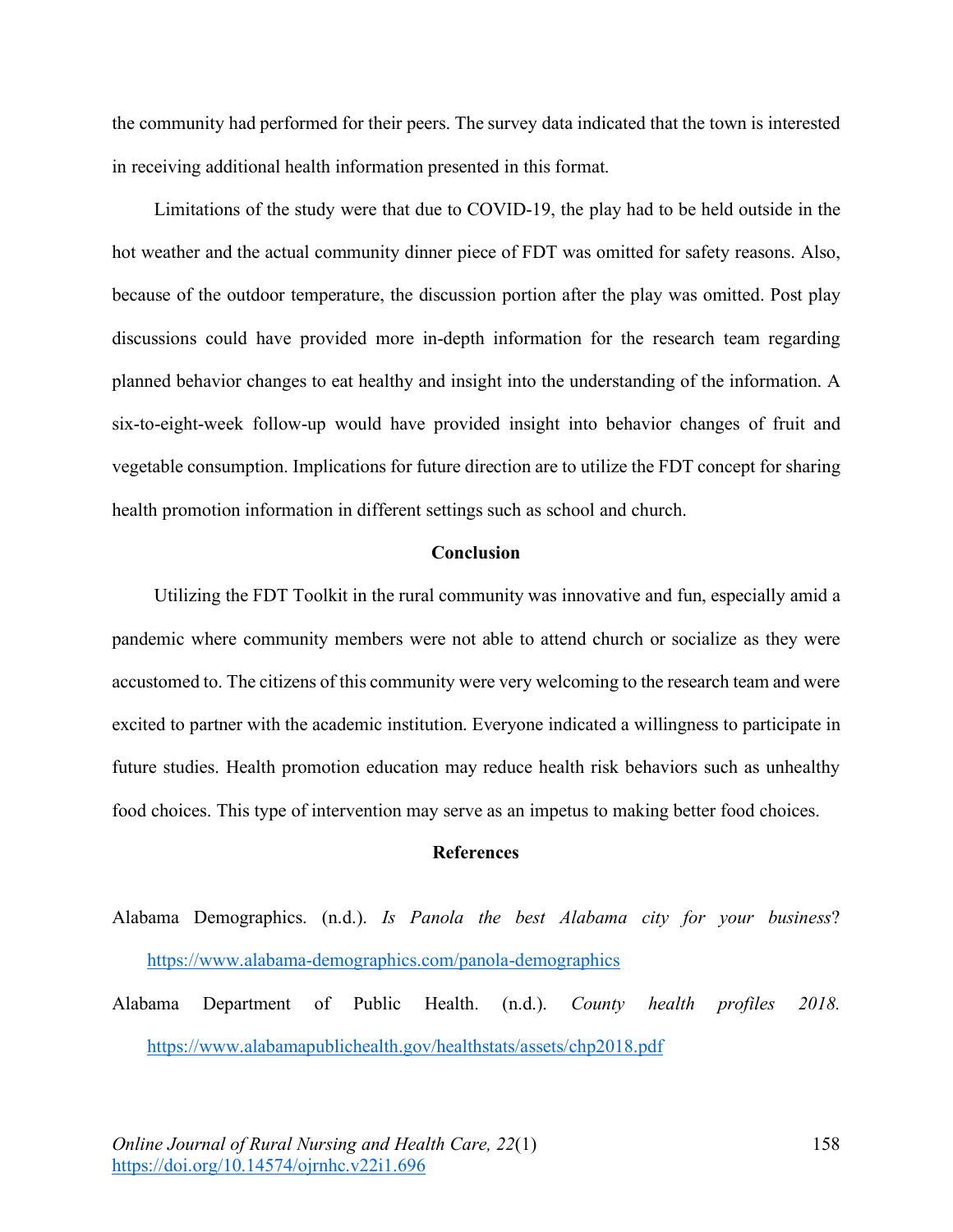the community had performed for their peers. The survey data indicated that the town is interested in receiving additional health information presented in this format.

Limitations of the study were that due to COVID-19, the play had to be held outside in the hot weather and the actual community dinner piece of FDT was omitted for safety reasons. Also, because of the outdoor temperature, the discussion portion after the play was omitted. Post play discussions could have provided more in-depth information for the research team regarding planned behavior changes to eat healthy and insight into the understanding of the information. A six-to-eight-week follow-up would have provided insight into behavior changes of fruit and vegetable consumption. Implications for future direction are to utilize the FDT concept for sharing health promotion information in different settings such as school and church.

## Conclusion

Utilizing the FDT Toolkit in the rural community was innovative and fun, especially amid a pandemic where community members were not able to attend church or socialize as they were accustomed to. The citizens of this community were very welcoming to the research team and were excited to partner with the academic institution. Everyone indicated a willingness to participate in future studies. Health promotion education may reduce health risk behaviors such as unhealthy food choices. This type of intervention may serve as an impetus to making better food choices.

## References

Alabama Demographics. (n.d.). *Is Panola the best Alabama city for your business*? https://www.alabama-demographics.com/panola-demographics

Alabama Department of Public Health. (n.d.). *County health profiles 2018.* https://www.alabamapublichealth.gov/healthstats/assets/chp2018.pdf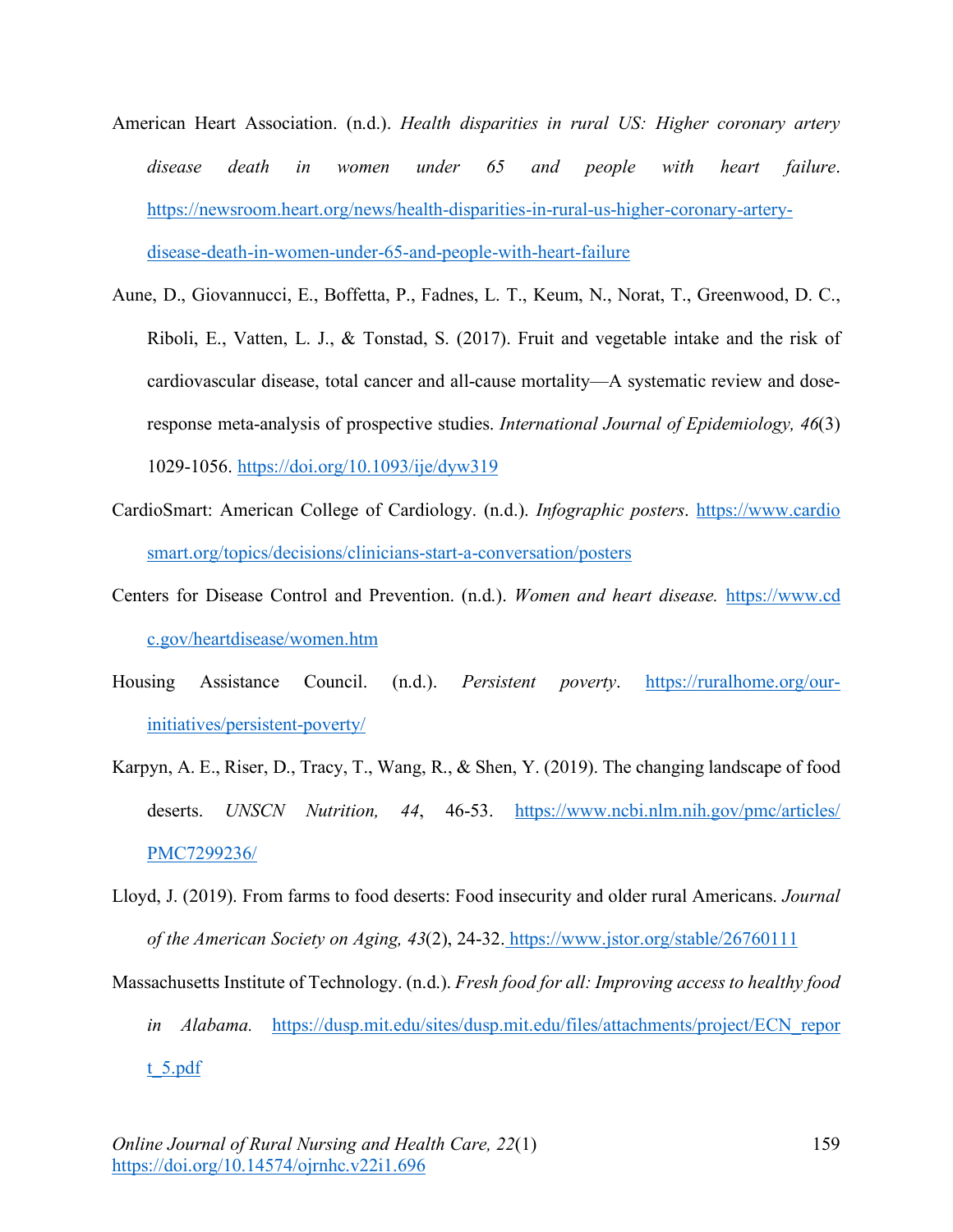American Heart Association. (n.d.). *Health disparities in rural US: Higher coronary artery disease death in women under 65 and people with heart failure*. https://newsroom.heart.org/news/health-disparities-in-rural-us-higher-coronary-artery-disease-death-in-women-under-65-and-people-with-heart-failure

Aune, D., Giovannucci, E., Boffetta, P., Fadnes, L. T., Keum, N., Norat, T., Greenwood, D. C., Riboli, E., Vatten, L. J., & Tonstad, S. (2017). Fruit and vegetable intake and the risk of cardiovascular disease, total cancer and all-cause mortality—A systematic review and dose-response meta-analysis of prospective studies. *International Journal of Epidemiology, 46*(3) 1029-1056. https://doi.org/10.1093/ije/dyw319

CardioSmart: American College of Cardiology. (n.d.). *Infographic posters*. https://www.cardiosmart.org/topics/decisions/clinicians-start-a-conversation/posters

Centers for Disease Control and Prevention. (n.d.). *Women and heart disease.* https://www.cdc.gov/heartdisease/women.htm

Housing Assistance Council. (n.d.). *Persistent poverty*. https://ruralhome.org/our-initiatives/persistent-poverty/

Karpyn, A. E., Riser, D., Tracy, T., Wang, R., & Shen, Y. (2019). The changing landscape of food deserts. *UNSCN Nutrition, 44*, 46-53. https://www.ncbi.nlm.nih.gov/pmc/articles/PMC7299236/

Lloyd, J. (2019). From farms to food deserts: Food insecurity and older rural Americans. *Journal of the American Society on Aging, 43*(2), 24-32. https://www.jstor.org/stable/26760111

Massachusetts Institute of Technology. (n.d.). *Fresh food for all: Improving access to healthy food in Alabama.* https://dusp.mit.edu/sites/dusp.mit.edu/files/attachments/project/ECN_report_5.pdf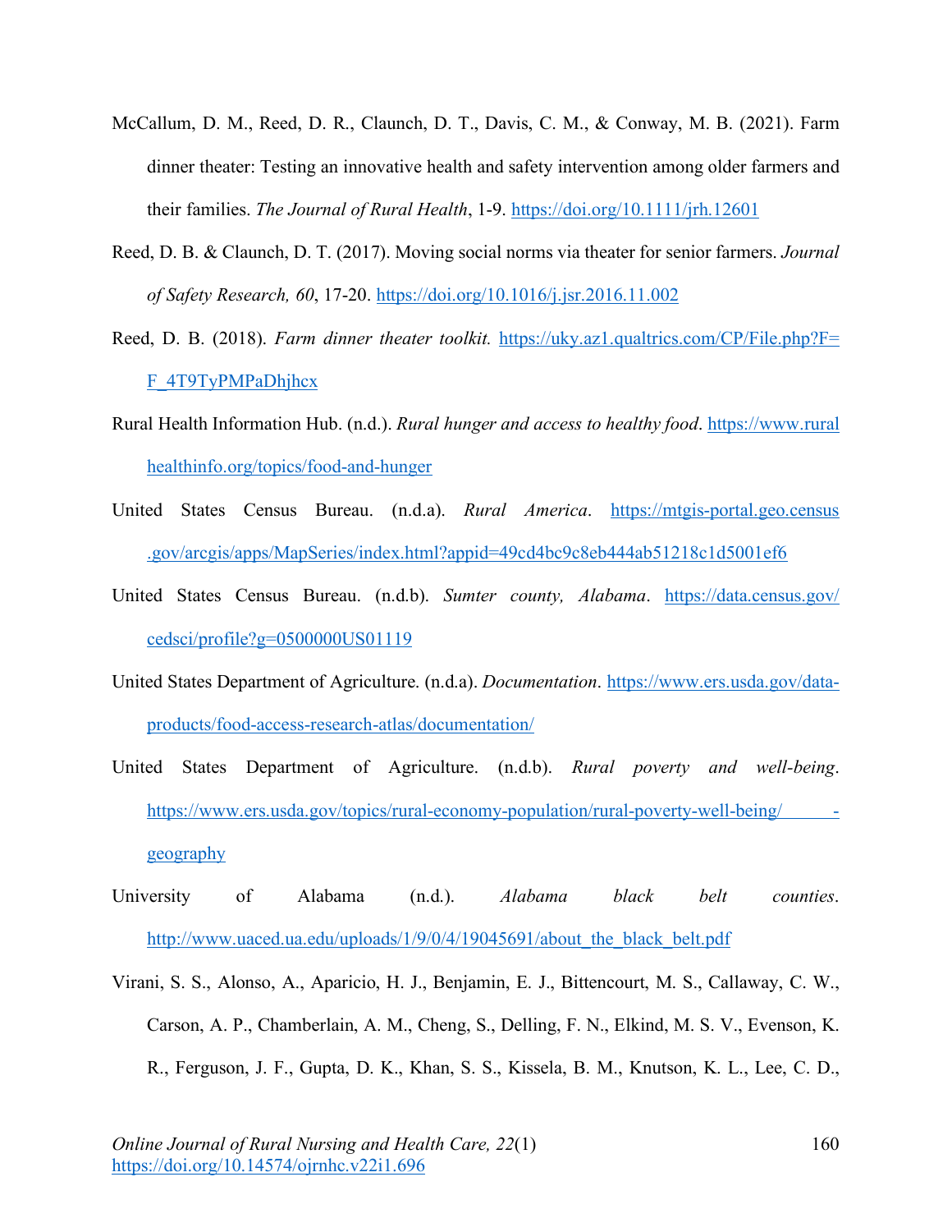McCallum, D. M., Reed, D. R., Claunch, D. T., Davis, C. M., & Conway, M. B. (2021). Farm dinner theater: Testing an innovative health and safety intervention among older farmers and their families. *The Journal of Rural Health*, 1-9. https://doi.org/10.1111/jrh.12601

Reed, D. B. & Claunch, D. T. (2017). Moving social norms via theater for senior farmers. *Journal of Safety Research, 60*, 17-20. https://doi.org/10.1016/j.jsr.2016.11.002

Reed, D. B. (2018). *Farm dinner theater toolkit.* https://uky.az1.qualtrics.com/CP/File.php?F=F_4T9TyPMPaDhjhcx

Rural Health Information Hub. (n.d.). *Rural hunger and access to healthy food*. https://www.ruralhealthinfo.org/topics/food-and-hunger

United States Census Bureau. (n.d.a). *Rural America*. https://mtgis-portal.geo.census.gov/arcgis/apps/MapSeries/index.html?appid=49cd4bc9c8eb444ab51218c1d5001ef6

United States Census Bureau. (n.d.b). *Sumter county, Alabama*. https://data.census.gov/cedsci/profile?g=0500000US01119

United States Department of Agriculture. (n.d.a). *Documentation*. https://www.ers.usda.gov/data-products/food-access-research-atlas/documentation/

United States Department of Agriculture. (n.d.b). *Rural poverty and well-being*. https://www.ers.usda.gov/topics/rural-economy-population/rural-poverty-well-being/ -geography

University of Alabama (n.d.). *Alabama black belt counties*. http://www.uaced.ua.edu/uploads/1/9/0/4/19045691/about_the_black_belt.pdf

Virani, S. S., Alonso, A., Aparicio, H. J., Benjamin, E. J., Bittencourt, M. S., Callaway, C. W., Carson, A. P., Chamberlain, A. M., Cheng, S., Delling, F. N., Elkind, M. S. V., Evenson, K. R., Ferguson, J. F., Gupta, D. K., Khan, S. S., Kissela, B. M., Knutson, K. L., Lee, C. D.,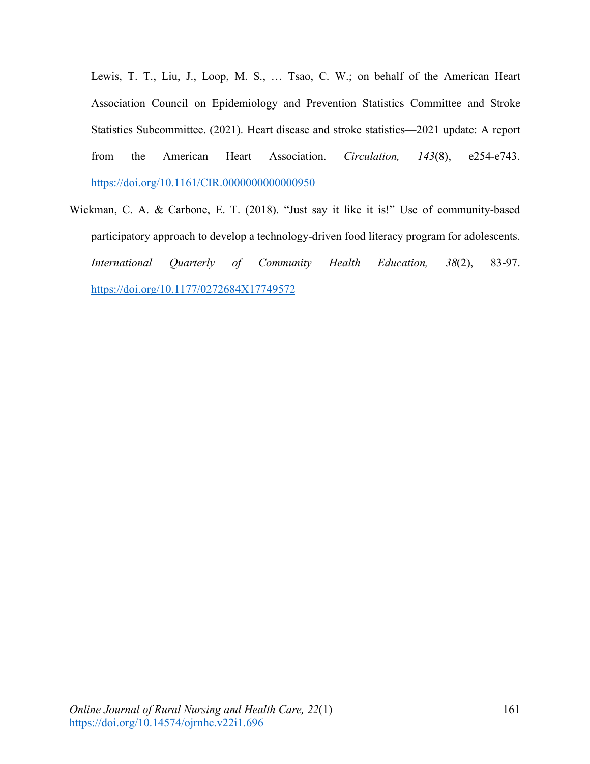Lewis, T. T., Liu, J., Loop, M. S., … Tsao, C. W.; on behalf of the American Heart Association Council on Epidemiology and Prevention Statistics Committee and Stroke Statistics Subcommittee. (2021). Heart disease and stroke statistics—2021 update: A report from the American Heart Association. *Circulation, 143*(8), e254-e743. https://doi.org/10.1161/CIR.0000000000000950

Wickman, C. A. & Carbone, E. T. (2018). "Just say it like it is!" Use of community-based participatory approach to develop a technology-driven food literacy program for adolescents. *International Quarterly of Community Health Education, 38*(2), 83-97. https://doi.org/10.1177/0272684X17749572